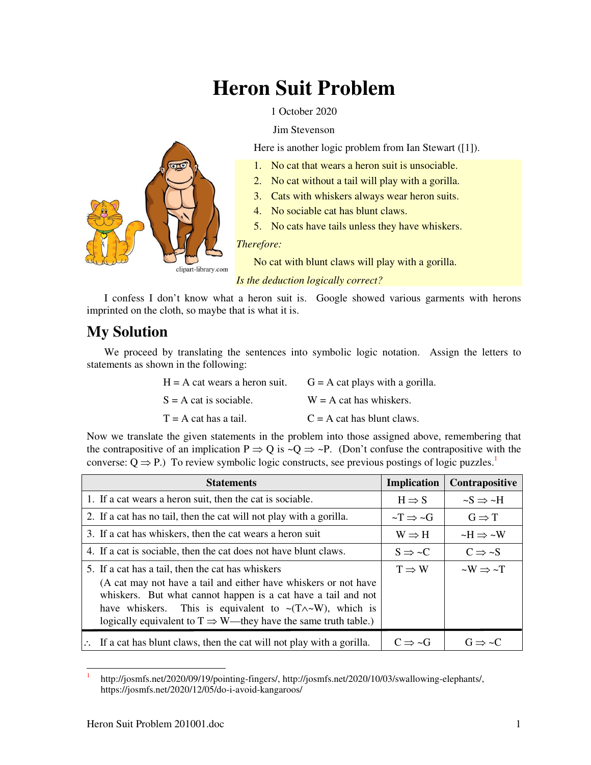# Heron Suit Problem

1 October 2020

Jim Stevenson

Here is another logic problem from Ian Stewart ([1]).

1. No cat that wears a heron suit is unsociable.
2. No cat without a tail will play with a gorilla.
3. Cats with whiskers always wear heron suits.
4. No sociable cat has blunt claws.
5. No cats have tails unless they have whiskers.

*Therefore:*

No cat with blunt claws will play with a gorilla.

*Is the deduction logically correct?*

I confess I don't know what a heron suit is. Google showed various garments with herons imprinted on the cloth, so maybe that is what it is.

## My Solution

We proceed by translating the sentences into symbolic logic notation. Assign the letters to statements as shown in the following:

H = A cat wears a heron suit. G = A cat plays with a gorilla.

S = A cat is sociable. W = A cat has whiskers.

T = A cat has a tail. C = A cat has blunt claws.

Now we translate the given statements in the problem into those assigned above, remembering that the contrapositive of an implication $P \Rightarrow Q$ is $\sim Q \Rightarrow \sim P$. (Don't confuse the contrapositive with the converse: $Q \Rightarrow P$.) To review symbolic logic constructs, see previous postings of logic puzzles.[1]

| Statements | Implication | Contrapositive |
|---|---|---|
| 1. If a cat wears a heron suit, then the cat is sociable. | $H \Rightarrow S$ | $\sim S \Rightarrow \sim H$ |
| 2. If a cat has no tail, then the cat will not play with a gorilla. | $\sim T \Rightarrow \sim G$ | $G \Rightarrow T$ |
| 3. If a cat has whiskers, then the cat wears a heron suit | $W \Rightarrow H$ | $\sim H \Rightarrow \sim W$ |
| 4. If a cat is sociable, then the cat does not have blunt claws. | $S \Rightarrow \sim C$ | $C \Rightarrow \sim S$ |
| 5. If a cat has a tail, then the cat has whiskers (A cat may not have a tail and either have whiskers or not have whiskers. But what cannot happen is a cat have a tail and not have whiskers. This is equivalent to $\sim(T \wedge \sim W)$, which is logically equivalent to $T \Rightarrow W$—they have the same truth table.) | $T \Rightarrow W$ | $\sim W \Rightarrow \sim T$ |
| ∴ If a cat has blunt claws, then the cat will not play with a gorilla. | $C \Rightarrow \sim G$ | $G \Rightarrow \sim C$ |

[1] http://josmfs.net/2020/09/19/pointing-fingers/, http://josmfs.net/2020/10/03/swallowing-elephants/, https://josmfs.net/2020/12/05/do-i-avoid-kangaroos/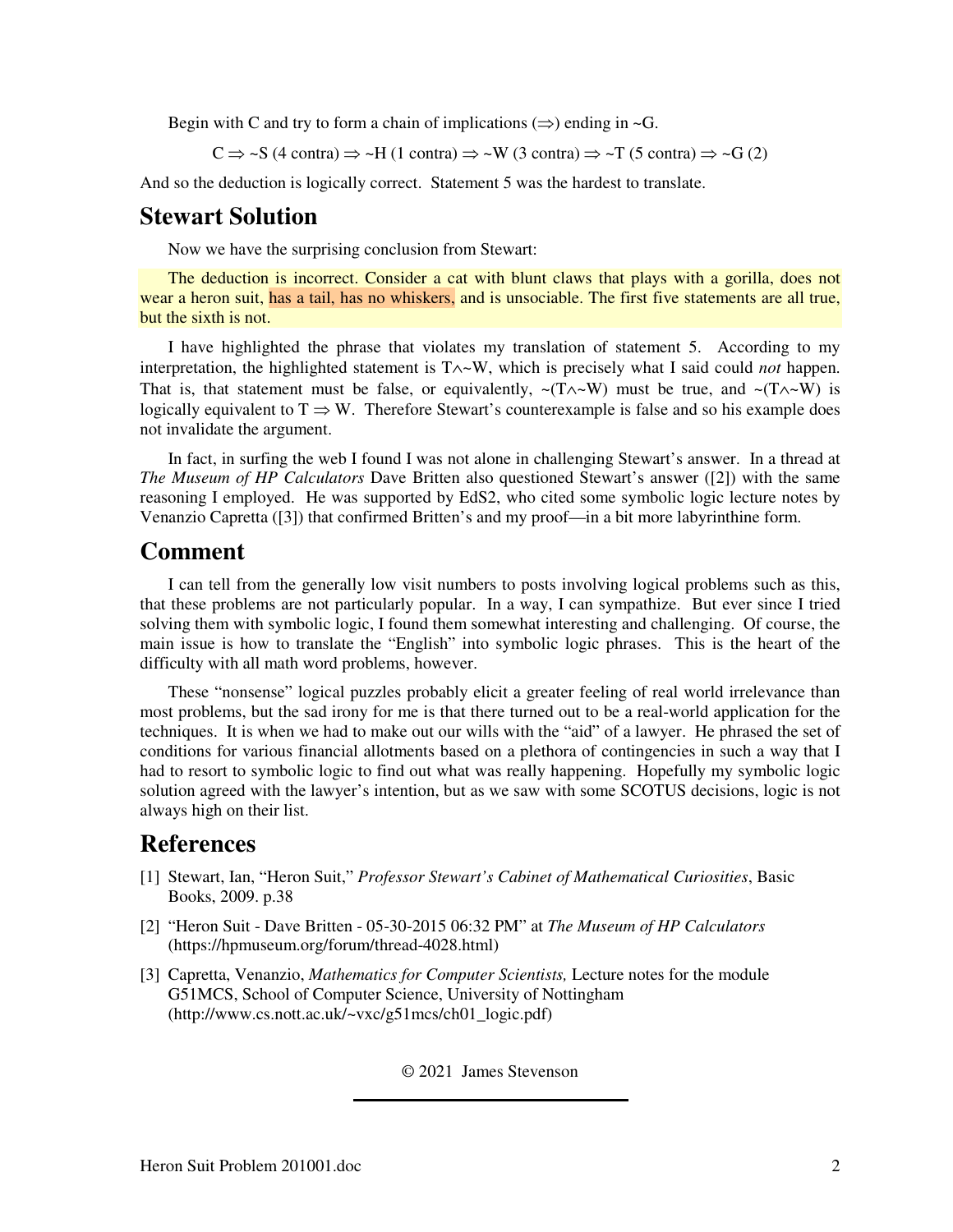Begin with C and try to form a chain of implications ($\Rightarrow$) ending in ~G.

$$C \Rightarrow \sim S \text{ (4 contra)} \Rightarrow \sim H \text{ (1 contra)} \Rightarrow \sim W \text{ (3 contra)} \Rightarrow \sim T \text{ (5 contra)} \Rightarrow \sim G \text{ (2)}$$

And so the deduction is logically correct. Statement 5 was the hardest to translate.

## Stewart Solution

Now we have the surprising conclusion from Stewart:

> The deduction is incorrect. Consider a cat with blunt claws that plays with a gorilla, does not wear a heron suit, has a tail, has no whiskers, and is unsociable. The first five statements are all true, but the sixth is not.

I have highlighted the phrase that violates my translation of statement 5. According to my interpretation, the highlighted statement is $T \wedge \sim W$, which is precisely what I said could *not* happen. That is, that statement must be false, or equivalently, $\sim(T \wedge \sim W)$ must be true, and $\sim(T \wedge \sim W)$ is logically equivalent to $T \Rightarrow W$. Therefore Stewart's counterexample is false and so his example does not invalidate the argument.

In fact, in surfing the web I found I was not alone in challenging Stewart's answer. In a thread at *The Museum of HP Calculators* Dave Britten also questioned Stewart's answer ([2]) with the same reasoning I employed. He was supported by EdS2, who cited some symbolic logic lecture notes by Venanzio Capretta ([3]) that confirmed Britten's and my proof—in a bit more labyrinthine form.

## Comment

I can tell from the generally low visit numbers to posts involving logical problems such as this, that these problems are not particularly popular. In a way, I can sympathize. But ever since I tried solving them with symbolic logic, I found them somewhat interesting and challenging. Of course, the main issue is how to translate the "English" into symbolic logic phrases. This is the heart of the difficulty with all math word problems, however.

These "nonsense" logical puzzles probably elicit a greater feeling of real world irrelevance than most problems, but the sad irony for me is that there turned out to be a real-world application for the techniques. It is when we had to make out our wills with the "aid" of a lawyer. He phrased the set of conditions for various financial allotments based on a plethora of contingencies in such a way that I had to resort to symbolic logic to find out what was really happening. Hopefully my symbolic logic solution agreed with the lawyer's intention, but as we saw with some SCOTUS decisions, logic is not always high on their list.

## References

[1] Stewart, Ian, "Heron Suit," *Professor Stewart's Cabinet of Mathematical Curiosities*, Basic Books, 2009. p.38

[2] "Heron Suit - Dave Britten - 05-30-2015 06:32 PM" at *The Museum of HP Calculators* (https://hpmuseum.org/forum/thread-4028.html)

[3] Capretta, Venanzio, *Mathematics for Computer Scientists,* Lecture notes for the module G51MCS, School of Computer Science, University of Nottingham (http://www.cs.nott.ac.uk/~vxc/g51mcs/ch01_logic.pdf)

© 2021 James Stevenson